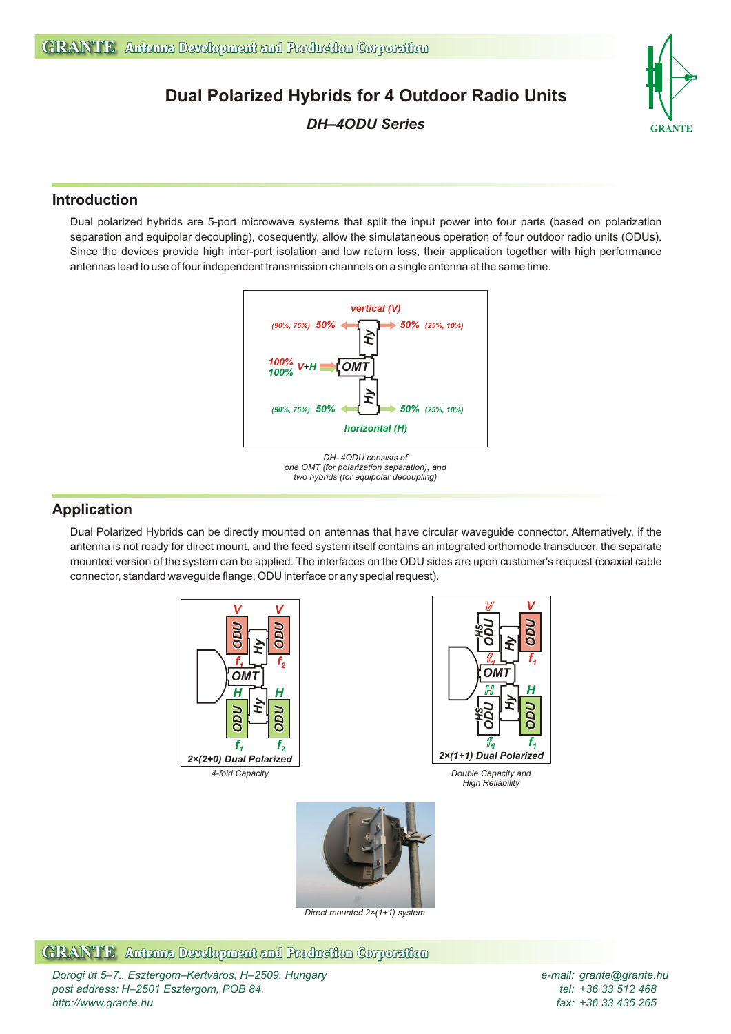# Dual Polarized Hybrids for 4 Outdoor Radio Units

*DH–4ODU Series*

## Introduction

Dual polarized hybrids are 5-port microwave systems that split the input power into four parts (based on polarization separation and equipolar decoupling), cosequently, allow the simulataneous operation of four outdoor radio units (ODUs). Since the devices provide high inter-port isolation and low return loss, their application together with high performance antennas lead to use of four independent transmission channels on a single antenna at the same time.

*DH–4ODU consists of one OMT (for polarization separation), and two hybrids (for equipolar decoupling)*

## Application

Dual Polarized Hybrids can be directly mounted on antennas that have circular waveguide connector. Alternatively, if the antenna is not ready for direct mount, and the feed system itself contains an integrated orthomode transducer, the separate mounted version of the system can be applied. The interfaces on the ODU sides are upon customer's request (coaxial cable connector, standard waveguide flange, ODU interface or any special request).

*4-fold Capacity*

*Double Capacity and High Reliability*

*Direct mounted 2×(1+1) system*

Dorogi út 5–7., Esztergom–Kertváros, H–2509, Hungary
post address: H–2501 Esztergom, POB 84.
http://www.grante.hu

e-mail: grante@grante.hu
tel: +36 33 512 468
fax: +36 33 435 265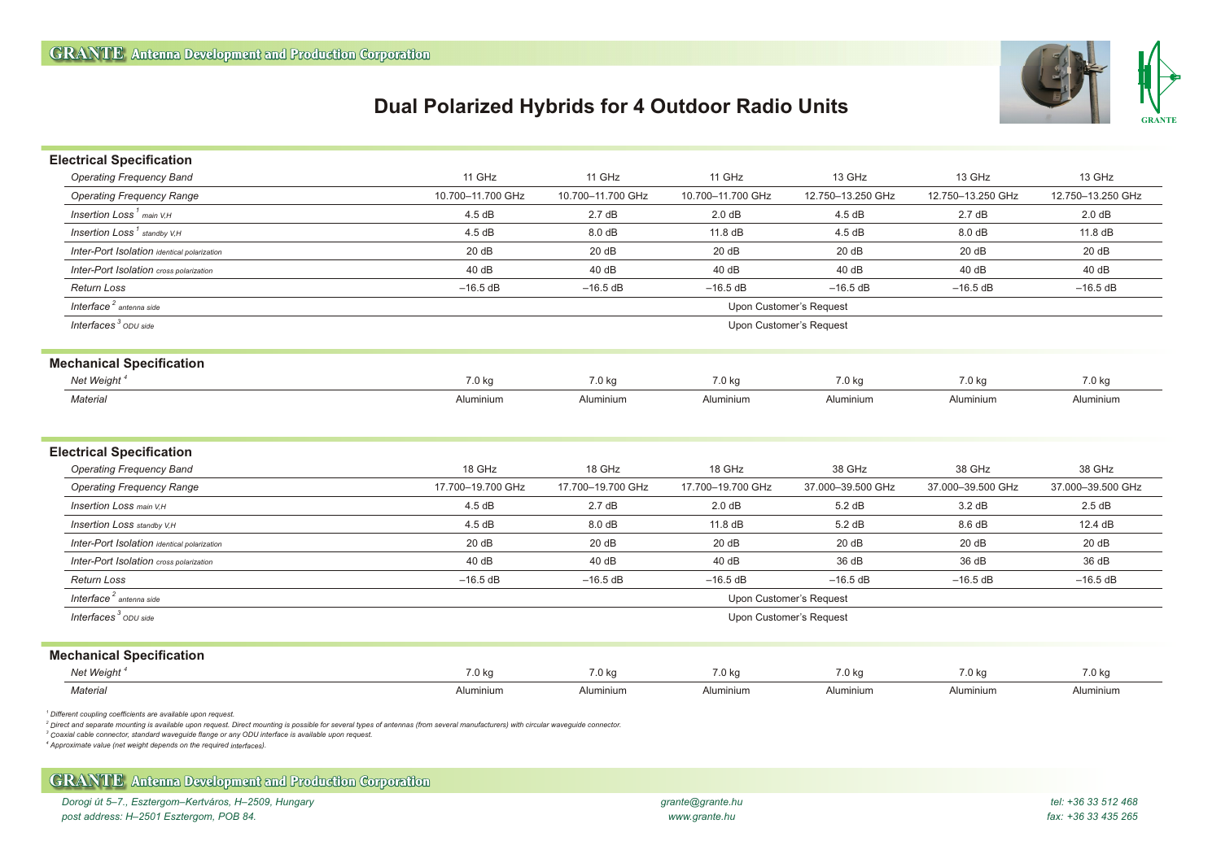# Dual Polarized Hybrids for 4 Outdoor Radio Units

## Electrical Specification

| | | | | | | |
|---|---|---|---|---|---|---|
| *Operating Frequency Band* | 11 GHz | 11 GHz | 11 GHz | 13 GHz | 13 GHz | 13 GHz |
| *Operating Frequency Range* | 10.700–11.700 GHz | 10.700–11.700 GHz | 10.700–11.700 GHz | 12.750–13.250 GHz | 12.750–13.250 GHz | 12.750–13.250 GHz |
| *Insertion Loss* [1] *main V,H* | 4.5 dB | 2.7 dB | 2.0 dB | 4.5 dB | 2.7 dB | 2.0 dB |
| *Insertion Loss* [1] *standby V,H* | 4.5 dB | 8.0 dB | 11.8 dB | 4.5 dB | 8.0 dB | 11.8 dB |
| *Inter-Port Isolation identical polarization* | 20 dB | 20 dB | 20 dB | 20 dB | 20 dB | 20 dB |
| *Inter-Port Isolation cross polarization* | 40 dB | 40 dB | 40 dB | 40 dB | 40 dB | 40 dB |
| *Return Loss* | –16.5 dB | –16.5 dB | –16.5 dB | –16.5 dB | –16.5 dB | –16.5 dB |
| *Interface* [2] *antenna side* | Upon Customer's Request | | | | | |
| *Interfaces* [3] *ODU side* | Upon Customer's Request | | | | | |

## Mechanical Specification

| | | | | | | |
|---|---|---|---|---|---|---|
| *Net Weight* [4] | 7.0 kg | 7.0 kg | 7.0 kg | 7.0 kg | 7.0 kg | 7.0 kg |
| *Material* | Aluminium | Aluminium | Aluminium | Aluminium | Aluminium | Aluminium |

## Electrical Specification

| | | | | | | |
|---|---|---|---|---|---|---|
| *Operating Frequency Band* | 18 GHz | 18 GHz | 18 GHz | 38 GHz | 38 GHz | 38 GHz |
| *Operating Frequency Range* | 17.700–19.700 GHz | 17.700–19.700 GHz | 17.700–19.700 GHz | 37.000–39.500 GHz | 37.000–39.500 GHz | 37.000–39.500 GHz |
| *Insertion Loss main V,H* | 4.5 dB | 2.7 dB | 2.0 dB | 5.2 dB | 3.2 dB | 2.5 dB |
| *Insertion Loss standby V,H* | 4.5 dB | 8.0 dB | 11.8 dB | 5.2 dB | 8.6 dB | 12.4 dB |
| *Inter-Port Isolation identical polarization* | 20 dB | 20 dB | 20 dB | 20 dB | 20 dB | 20 dB |
| *Inter-Port Isolation cross polarization* | 40 dB | 40 dB | 40 dB | 36 dB | 36 dB | 36 dB |
| *Return Loss* | –16.5 dB | –16.5 dB | –16.5 dB | –16.5 dB | –16.5 dB | –16.5 dB |
| *Interface* [2] *antenna side* | Upon Customer's Request | | | | | |
| *Interfaces* [3] *ODU side* | Upon Customer's Request | | | | | |

## Mechanical Specification

| | | | | | | |
|---|---|---|---|---|---|---|
| *Net Weight* [4] | 7.0 kg | 7.0 kg | 7.0 kg | 7.0 kg | 7.0 kg | 7.0 kg |
| *Material* | Aluminium | Aluminium | Aluminium | Aluminium | Aluminium | Aluminium |

[1] *Different coupling coefficients are available upon request.*

[2] *Direct and separate mounting is available upon request. Direct mounting is possible for several types of antennas (from several manufacturers) with circular waveguide connector.*

[3] *Coaxial cable connector, standard waveguide flange or any ODU interface is available upon request.*

[4] *Approximate value (net weight depends on the required interfaces).*

**GRANTE Antenna Development and Production Corporation**

*Dorogi út 5–7., Esztergom–Kertváros, H–2509, Hungary*
*post address: H–2501 Esztergom, POB 84.*

*grante@grante.hu*
*www.grante.hu*

*tel: +36 33 512 468*
*fax: +36 33 435 265*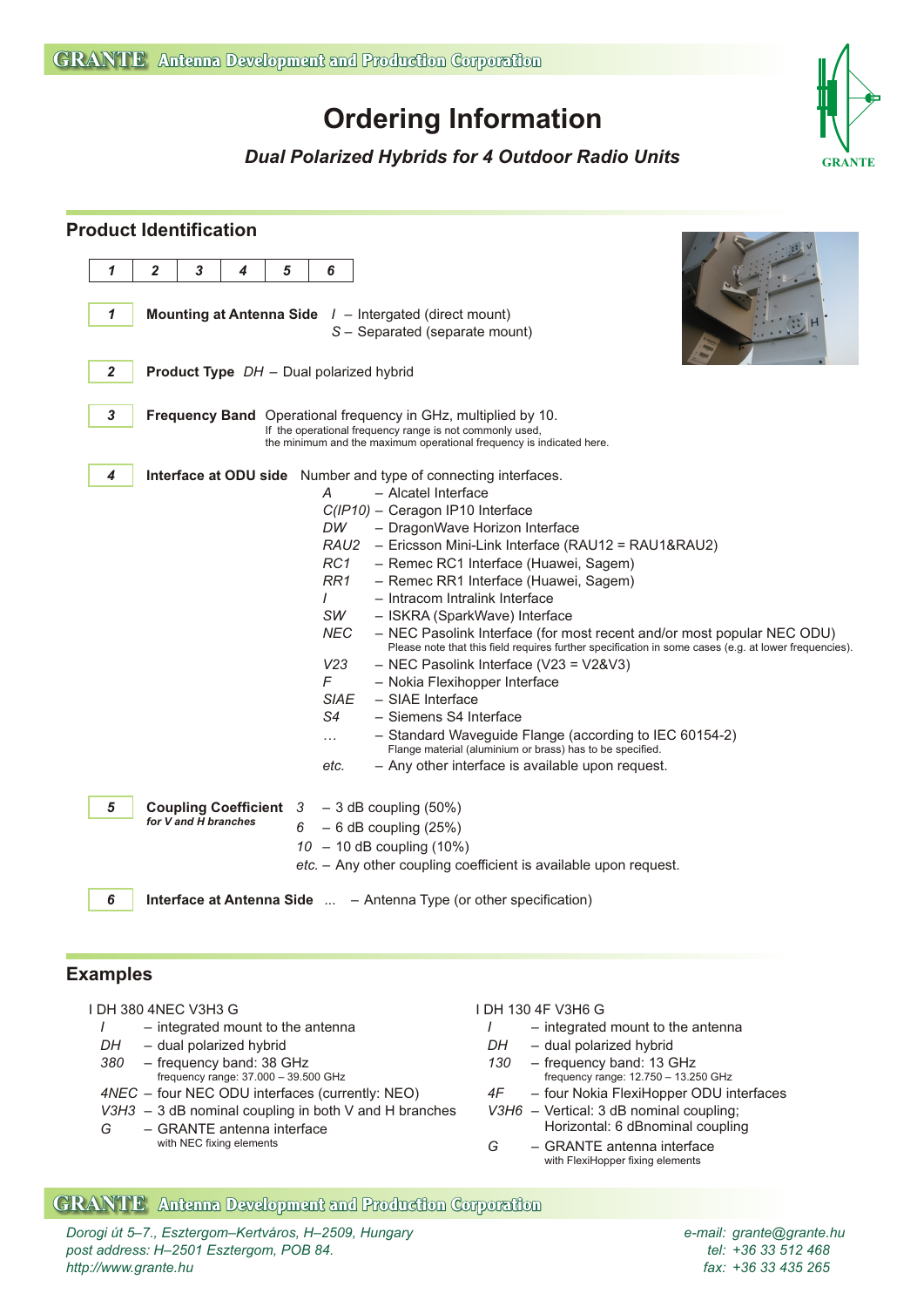# Ordering Information

***Dual Polarized Hybrids for 4 Outdoor Radio Units***

## Product Identification

| 1 | 2 | 3 | 4 | 5 | 6 |
|---|---|---|---|---|---|

**1 Mounting at Antenna Side** *I* – Intergated (direct mount)
*S* – Separated (separate mount)

**2 Product Type** *DH* – Dual polarized hybrid

**3 Frequency Band** Operational frequency in GHz, multiplied by 10.
If the operational frequency range is not commonly used, the minimum and the maximum operational frequency is indicated here.

**4 Interface at ODU side** Number and type of connecting interfaces.

- *A* – Alcatel Interface
- *C(IP10)* – Ceragon IP10 Interface
- *DW* – DragonWave Horizon Interface
- *RAU2* – Ericsson Mini-Link Interface (RAU12 = RAU1&RAU2)
- *RC1* – Remec RC1 Interface (Huawei, Sagem)
- *RR1* – Remec RR1 Interface (Huawei, Sagem)
- *I* – Intracom Intralink Interface
- *SW* – ISKRA (SparkWave) Interface
- *NEC* – NEC Pasolink Interface (for most recent and/or most popular NEC ODU)
  Please note that this field requires further specification in some cases (e.g. at lower frequencies).
- *V23* – NEC Pasolink Interface (V23 = V2&V3)
- *F* – Nokia Flexihopper Interface
- *SIAE* – SIAE Interface
- *S4* – Siemens S4 Interface
- *…* – Standard Waveguide Flange (according to IEC 60154-2)
  Flange material (aluminium or brass) has to be specified.
- *etc.* – Any other interface is available upon request.

**5 Coupling Coefficient** *for V and H branches*

- *3* – 3 dB coupling (50%)
- *6* – 6 dB coupling (25%)
- *10* – 10 dB coupling (10%)
- *etc.* – Any other coupling coefficient is available upon request.

**6 Interface at Antenna Side** … – Antenna Type (or other specification)

## Examples

I DH 380 4NEC V3H3 G

- *I* – integrated mount to the antenna
- *DH* – dual polarized hybrid
- *380* – frequency band: 38 GHz
  frequency range: 37.000 – 39.500 GHz
- *4NEC* – four NEC ODU interfaces (currently: NEO)
- *V3H3* – 3 dB nominal coupling in both V and H branches
- *G* – GRANTE antenna interface
  with NEC fixing elements

I DH 130 4F V3H6 G

- *I* – integrated mount to the antenna
- *DH* – dual polarized hybrid
- *130* – frequency band: 13 GHz
  frequency range: 12.750 – 13.250 GHz
- *4F* – four Nokia FlexiHopper ODU interfaces
- *V3H6* – Vertical: 3 dB nominal coupling;
  Horizontal: 6 dBnominal coupling
- *G* – GRANTE antenna interface
  with FlexiHopper fixing elements

**GRANTE Antenna Development and Production Corporation**

*Dorogi út 5–7., Esztergom–Kertváros, H–2509, Hungary*
*post address: H–2501 Esztergom, POB 84.*
*http://www.grante.hu*

*e-mail: grante@grante.hu*
*tel: +36 33 512 468*
*fax: +36 33 435 265*